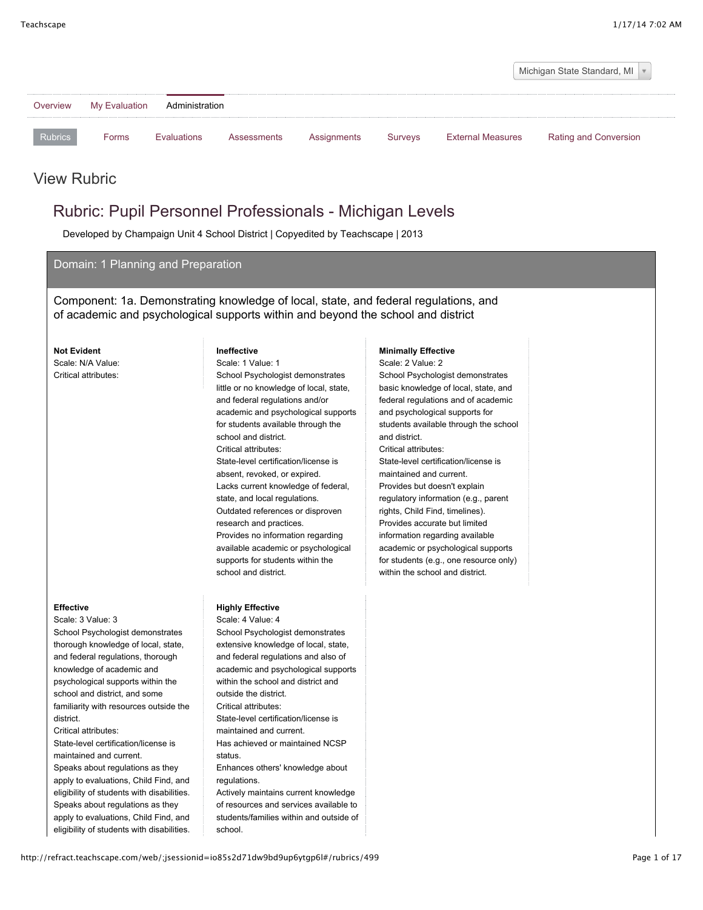Michigan State Standard, MI

Overview | My Evaluation | Administration

Rubrics | Forms | Evaluations | Assessments | Assignments | Surveys | External Measures | Rating and Conversion

## View Rubric

# Rubric: Pupil Personnel Professionals - Michigan Levels

Developed by Champaign Unit 4 School District | Copyedited by Teachscape | 2013

## Domain: 1 Planning and Preparation

### Component: 1a. Demonstrating knowledge of local, state, and federal regulations, and of academic and psychological supports within and beyond the school and district

**Not Evident**
Scale: N/A Value:
Critical attributes:

**Ineffective**
Scale: 1 Value: 1
School Psychologist demonstrates little or no knowledge of local, state, and federal regulations and/or academic and psychological supports for students available through the school and district.
Critical attributes:
State-level certification/license is absent, revoked, or expired.
Lacks current knowledge of federal, state, and local regulations.
Outdated references or disproven research and practices.
Provides no information regarding available academic or psychological supports for students within the school and district.

**Minimally Effective**
Scale: 2 Value: 2
School Psychologist demonstrates basic knowledge of local, state, and federal regulations and of academic and psychological supports for students available through the school and district.
Critical attributes:
State-level certification/license is maintained and current.
Provides but doesn't explain regulatory information (e.g., parent rights, Child Find, timelines).
Provides accurate but limited information regarding available academic or psychological supports for students (e.g., one resource only) within the school and district.

**Effective**
Scale: 3 Value: 3
School Psychologist demonstrates thorough knowledge of local, state, and federal regulations, thorough knowledge of academic and psychological supports within the school and district, and some familiarity with resources outside the district.
Critical attributes:
State-level certification/license is maintained and current.
Speaks about regulations as they apply to evaluations, Child Find, and eligibility of students with disabilities.
Speaks about regulations as they apply to evaluations, Child Find, and eligibility of students with disabilities.

**Highly Effective**
Scale: 4 Value: 4
School Psychologist demonstrates extensive knowledge of local, state, and federal regulations and also of academic and psychological supports within the school and district and outside the district.
Critical attributes:
State-level certification/license is maintained and current.
Has achieved or maintained NCSP status.
Enhances others' knowledge about regulations.
Actively maintains current knowledge of resources and services available to students/families within and outside of school.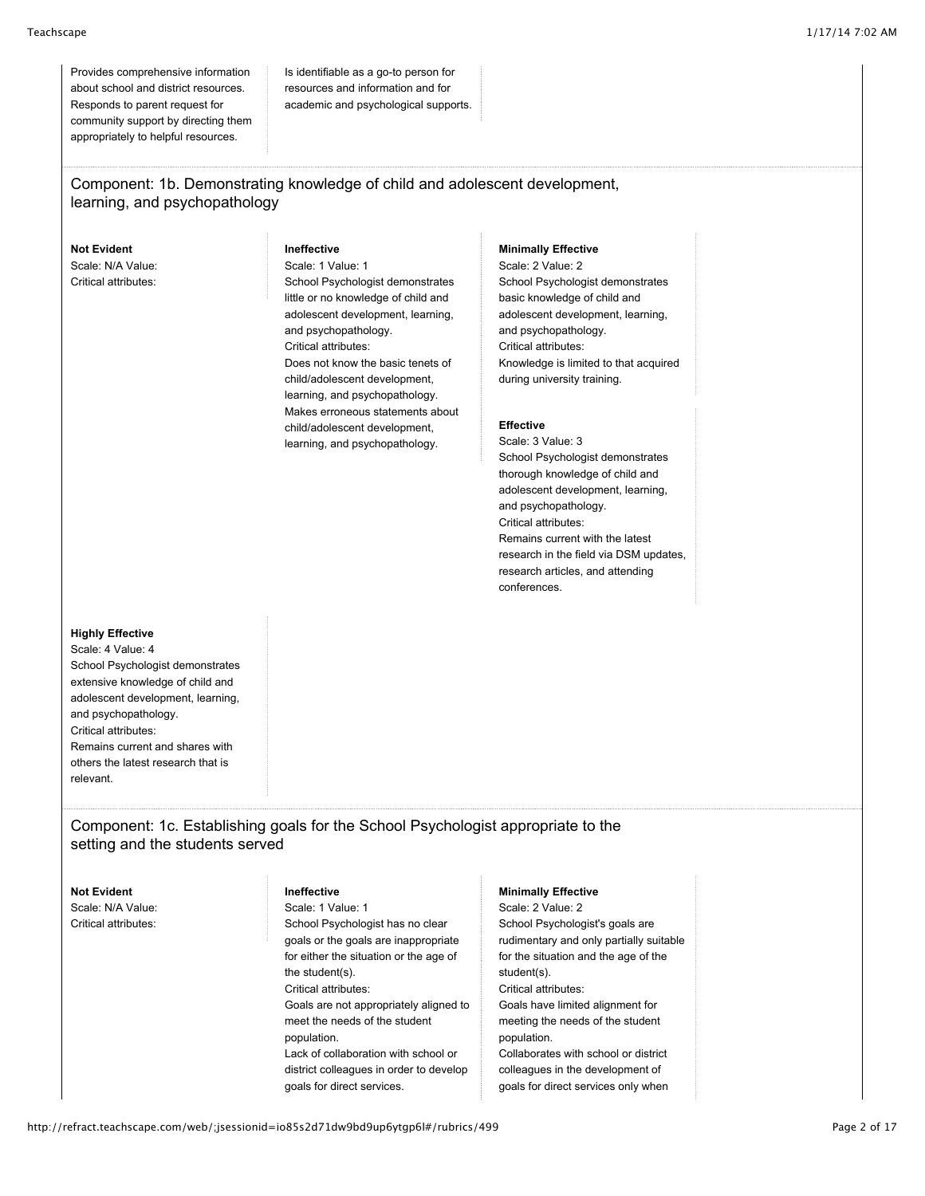Provides comprehensive information about school and district resources. Responds to parent request for community support by directing them appropriately to helpful resources.

Is identifiable as a go-to person for resources and information and for academic and psychological supports.

## Component: 1b. Demonstrating knowledge of child and adolescent development, learning, and psychopathology

**Not Evident**
Scale: N/A Value:
Critical attributes:

**Ineffective**
Scale: 1 Value: 1
School Psychologist demonstrates little or no knowledge of child and adolescent development, learning, and psychopathology.
Critical attributes:
Does not know the basic tenets of child/adolescent development, learning, and psychopathology.
Makes erroneous statements about child/adolescent development, learning, and psychopathology.

**Minimally Effective**
Scale: 2 Value: 2
School Psychologist demonstrates basic knowledge of child and adolescent development, learning, and psychopathology.
Critical attributes:
Knowledge is limited to that acquired during university training.

**Effective**
Scale: 3 Value: 3
School Psychologist demonstrates thorough knowledge of child and adolescent development, learning, and psychopathology.
Critical attributes:
Remains current with the latest research in the field via DSM updates, research articles, and attending conferences.

**Highly Effective**
Scale: 4 Value: 4
School Psychologist demonstrates extensive knowledge of child and adolescent development, learning, and psychopathology.
Critical attributes:
Remains current and shares with others the latest research that is relevant.

## Component: 1c. Establishing goals for the School Psychologist appropriate to the setting and the students served

**Not Evident**
Scale: N/A Value:
Critical attributes:

**Ineffective**
Scale: 1 Value: 1
School Psychologist has no clear goals or the goals are inappropriate for either the situation or the age of the student(s).
Critical attributes:
Goals are not appropriately aligned to meet the needs of the student population.
Lack of collaboration with school or district colleagues in order to develop goals for direct services.

**Minimally Effective**
Scale: 2 Value: 2
School Psychologist's goals are rudimentary and only partially suitable for the situation and the age of the student(s).
Critical attributes:
Goals have limited alignment for meeting the needs of the student population.
Collaborates with school or district colleagues in the development of goals for direct services only when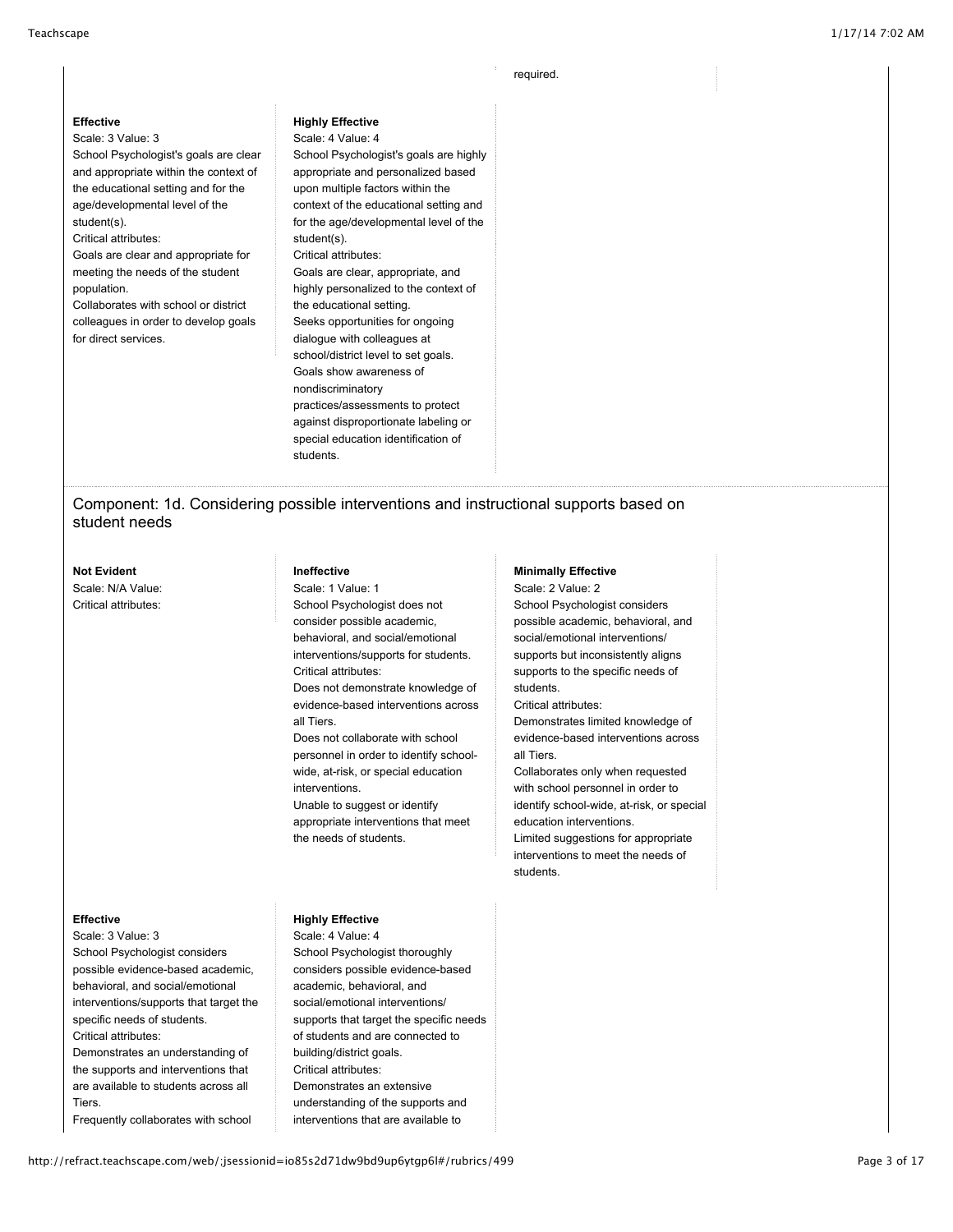required.

**Effective**
Scale: 3 Value: 3
School Psychologist's goals are clear and appropriate within the context of the educational setting and for the age/developmental level of the student(s).
Critical attributes:
Goals are clear and appropriate for meeting the needs of the student population.
Collaborates with school or district colleagues in order to develop goals for direct services.

**Highly Effective**
Scale: 4 Value: 4
School Psychologist's goals are highly appropriate and personalized based upon multiple factors within the context of the educational setting and for the age/developmental level of the student(s).
Critical attributes:
Goals are clear, appropriate, and highly personalized to the context of the educational setting.
Seeks opportunities for ongoing dialogue with colleagues at school/district level to set goals.
Goals show awareness of nondiscriminatory practices/assessments to protect against disproportionate labeling or special education identification of students.

## Component: 1d. Considering possible interventions and instructional supports based on student needs

**Not Evident**
Scale: N/A Value:
Critical attributes:

**Ineffective**
Scale: 1 Value: 1
School Psychologist does not consider possible academic, behavioral, and social/emotional interventions/supports for students.
Critical attributes:
Does not demonstrate knowledge of evidence-based interventions across all Tiers.
Does not collaborate with school personnel in order to identify school-wide, at-risk, or special education interventions.
Unable to suggest or identify appropriate interventions that meet the needs of students.

**Minimally Effective**
Scale: 2 Value: 2
School Psychologist considers possible academic, behavioral, and social/emotional interventions/ supports but inconsistently aligns supports to the specific needs of students.
Critical attributes:
Demonstrates limited knowledge of evidence-based interventions across all Tiers.
Collaborates only when requested with school personnel in order to identify school-wide, at-risk, or special education interventions.
Limited suggestions for appropriate interventions to meet the needs of students.

**Effective**
Scale: 3 Value: 3
School Psychologist considers possible evidence-based academic, behavioral, and social/emotional interventions/supports that target the specific needs of students.
Critical attributes:
Demonstrates an understanding of the supports and interventions that are available to students across all Tiers.
Frequently collaborates with school

**Highly Effective**
Scale: 4 Value: 4
School Psychologist thoroughly considers possible evidence-based academic, behavioral, and social/emotional interventions/ supports that target the specific needs of students and are connected to building/district goals.
Critical attributes:
Demonstrates an extensive understanding of the supports and interventions that are available to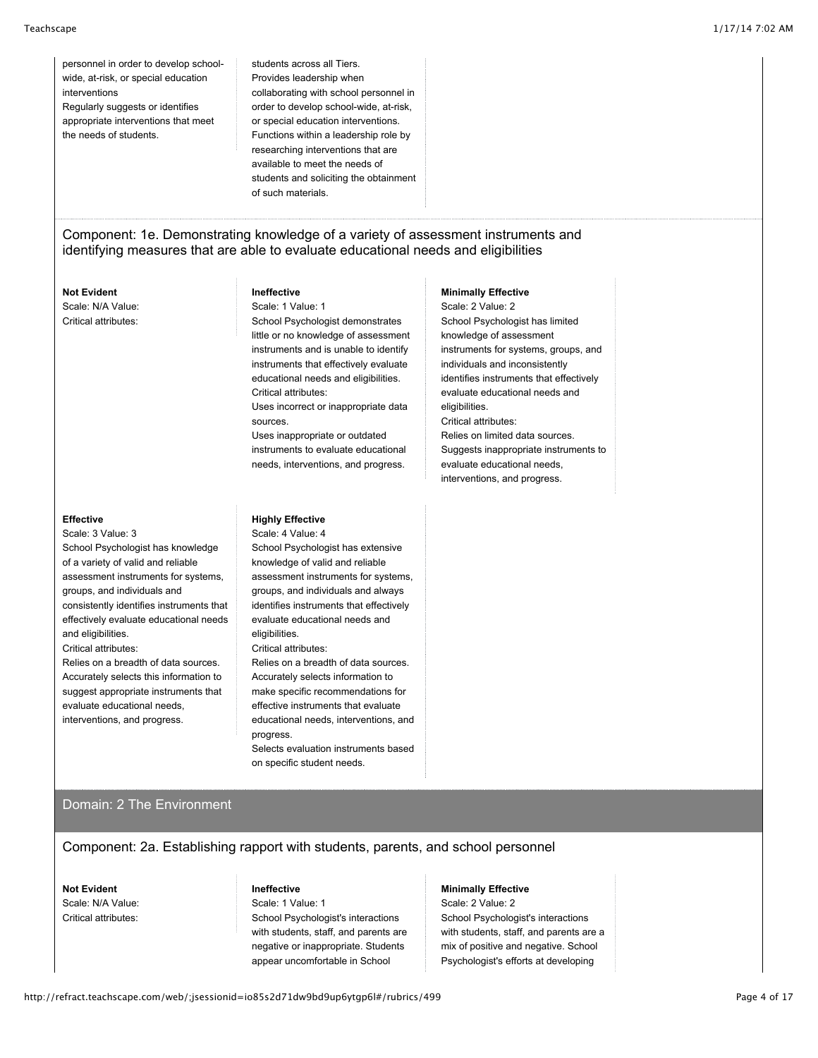personnel in order to develop school-wide, at-risk, or special education interventions
Regularly suggests or identifies appropriate interventions that meet the needs of students.

students across all Tiers.
Provides leadership when collaborating with school personnel in order to develop school-wide, at-risk, or special education interventions.
Functions within a leadership role by researching interventions that are available to meet the needs of students and soliciting the obtainment of such materials.

## Component: 1e. Demonstrating knowledge of a variety of assessment instruments and identifying measures that are able to evaluate educational needs and eligibilities

**Not Evident**
Scale: N/A Value:
Critical attributes:

**Ineffective**
Scale: 1 Value: 1
School Psychologist demonstrates little or no knowledge of assessment instruments and is unable to identify instruments that effectively evaluate educational needs and eligibilities.
Critical attributes:
Uses incorrect or inappropriate data sources.
Uses inappropriate or outdated instruments to evaluate educational needs, interventions, and progress.

**Minimally Effective**
Scale: 2 Value: 2
School Psychologist has limited knowledge of assessment instruments for systems, groups, and individuals and inconsistently identifies instruments that effectively evaluate educational needs and eligibilities.
Critical attributes:
Relies on limited data sources.
Suggests inappropriate instruments to evaluate educational needs, interventions, and progress.

**Effective**
Scale: 3 Value: 3
School Psychologist has knowledge of a variety of valid and reliable assessment instruments for systems, groups, and individuals and consistently identifies instruments that effectively evaluate educational needs and eligibilities.
Critical attributes:
Relies on a breadth of data sources.
Accurately selects this information to suggest appropriate instruments that evaluate educational needs, interventions, and progress.

**Highly Effective**
Scale: 4 Value: 4
School Psychologist has extensive knowledge of valid and reliable assessment instruments for systems, groups, and individuals and always identifies instruments that effectively evaluate educational needs and eligibilities.
Critical attributes:
Relies on a breadth of data sources.
Accurately selects information to make specific recommendations for effective instruments that evaluate educational needs, interventions, and progress.
Selects evaluation instruments based on specific student needs.

# Domain: 2 The Environment

## Component: 2a. Establishing rapport with students, parents, and school personnel

**Not Evident**
Scale: N/A Value:
Critical attributes:

**Ineffective**
Scale: 1 Value: 1
School Psychologist's interactions with students, staff, and parents are negative or inappropriate. Students appear uncomfortable in School

**Minimally Effective**
Scale: 2 Value: 2
School Psychologist's interactions with students, staff, and parents are a mix of positive and negative. School Psychologist's efforts at developing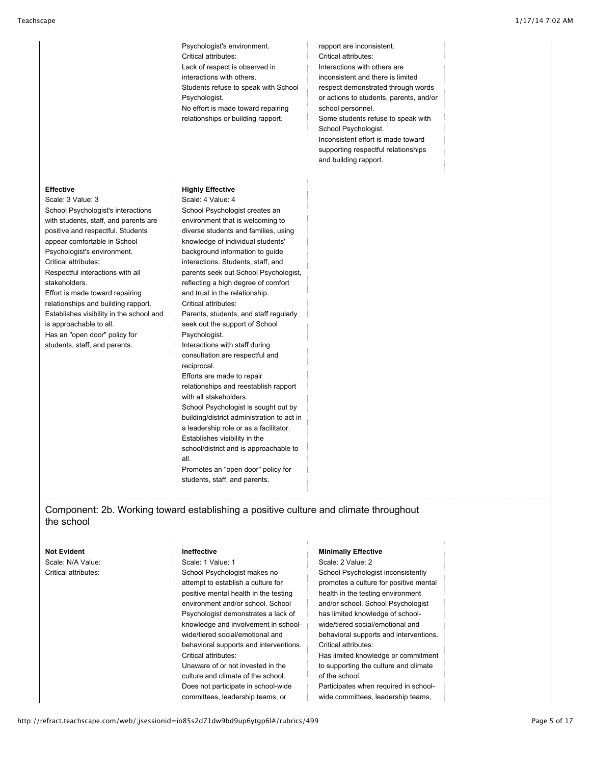Psychologist's environment.
Critical attributes:
Lack of respect is observed in interactions with others.
Students refuse to speak with School Psychologist.
No effort is made toward repairing relationships or building rapport.

rapport are inconsistent.
Critical attributes:
Interactions with others are inconsistent and there is limited respect demonstrated through words or actions to students, parents, and/or school personnel.
Some students refuse to speak with School Psychologist.
Inconsistent effort is made toward supporting respectful relationships and building rapport.

**Effective**
Scale: 3 Value: 3
School Psychologist's interactions with students, staff, and parents are positive and respectful. Students appear comfortable in School Psychologist's environment.
Critical attributes:
Respectful interactions with all stakeholders.
Effort is made toward repairing relationships and building rapport.
Establishes visibility in the school and is approachable to all.
Has an "open door" policy for students, staff, and parents.

**Highly Effective**
Scale: 4 Value: 4
School Psychologist creates an environment that is welcoming to diverse students and families, using knowledge of individual students' background information to guide interactions. Students, staff, and parents seek out School Psychologist, reflecting a high degree of comfort and trust in the relationship.
Critical attributes:
Parents, students, and staff regularly seek out the support of School Psychologist.
Interactions with staff during consultation are respectful and reciprocal.
Efforts are made to repair relationships and reestablish rapport with all stakeholders.
School Psychologist is sought out by building/district administration to act in a leadership role or as a facilitator.
Establishes visibility in the school/district and is approachable to all.
Promotes an "open door" policy for students, staff, and parents.

## Component: 2b. Working toward establishing a positive culture and climate throughout the school

**Not Evident**
Scale: N/A Value:
Critical attributes:

**Ineffective**
Scale: 1 Value: 1
School Psychologist makes no attempt to establish a culture for positive mental health in the testing environment and/or school. School Psychologist demonstrates a lack of knowledge and involvement in school-wide/tiered social/emotional and behavioral supports and interventions.
Critical attributes:
Unaware of or not invested in the culture and climate of the school.
Does not participate in school-wide committees, leadership teams, or

**Minimally Effective**
Scale: 2 Value: 2
School Psychologist inconsistently promotes a culture for positive mental health in the testing environment and/or school. School Psychologist has limited knowledge of school-wide/tiered social/emotional and behavioral supports and interventions.
Critical attributes:
Has limited knowledge or commitment to supporting the culture and climate of the school.
Participates when required in school-wide committees, leadership teams,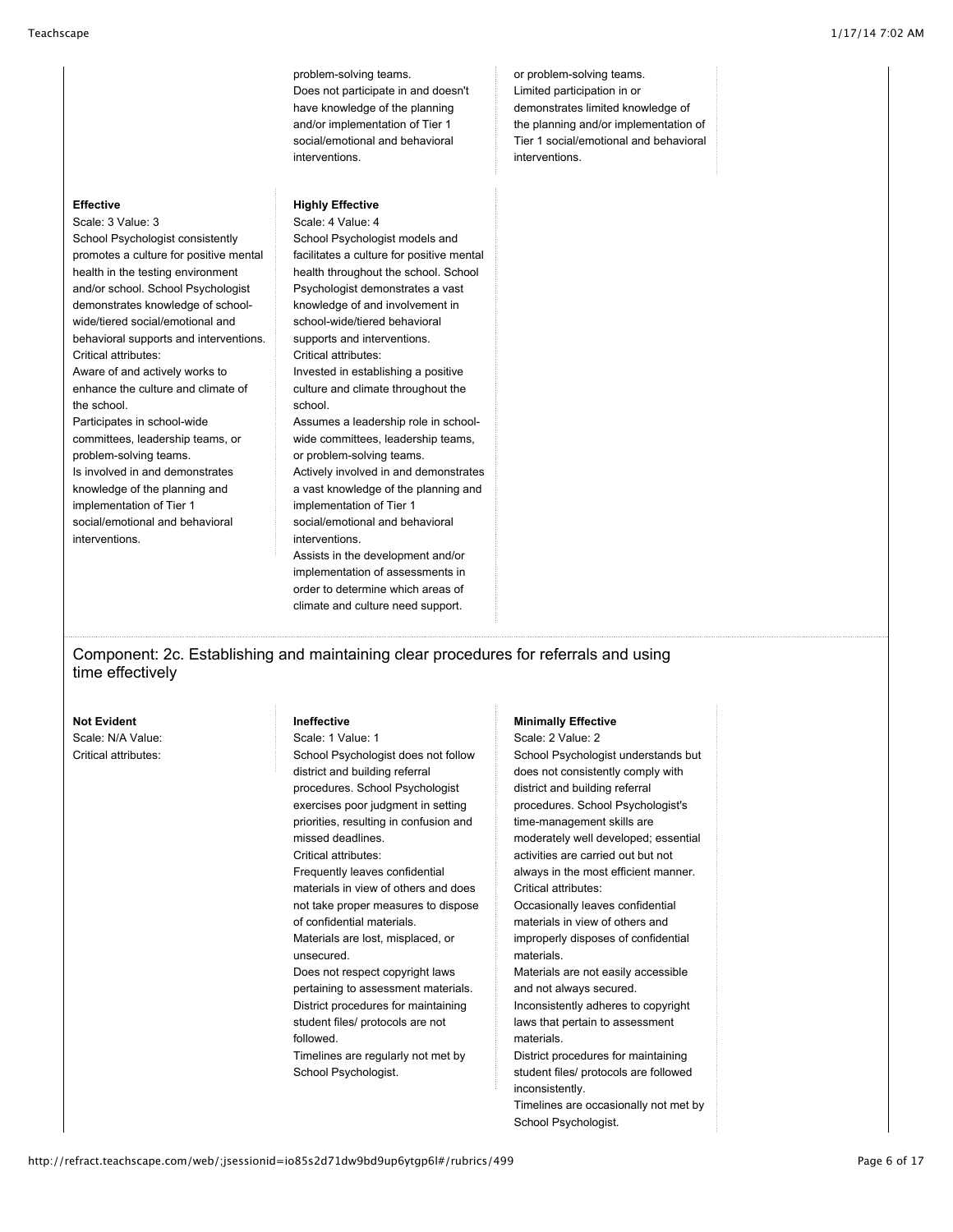problem-solving teams.
Does not participate in and doesn't have knowledge of the planning and/or implementation of Tier 1 social/emotional and behavioral interventions.

or problem-solving teams.
Limited participation in or demonstrates limited knowledge of the planning and/or implementation of Tier 1 social/emotional and behavioral interventions.

**Effective**
Scale: 3 Value: 3
School Psychologist consistently promotes a culture for positive mental health in the testing environment and/or school. School Psychologist demonstrates knowledge of school-wide/tiered social/emotional and behavioral supports and interventions.
Critical attributes:
Aware of and actively works to enhance the culture and climate of the school.
Participates in school-wide committees, leadership teams, or problem-solving teams.
Is involved in and demonstrates knowledge of the planning and implementation of Tier 1 social/emotional and behavioral interventions.

**Highly Effective**
Scale: 4 Value: 4
School Psychologist models and facilitates a culture for positive mental health throughout the school. School Psychologist demonstrates a vast knowledge of and involvement in school-wide/tiered behavioral supports and interventions.
Critical attributes:
Invested in establishing a positive culture and climate throughout the school.
Assumes a leadership role in school-wide committees, leadership teams, or problem-solving teams.
Actively involved in and demonstrates a vast knowledge of the planning and implementation of Tier 1 social/emotional and behavioral interventions.
Assists in the development and/or implementation of assessments in order to determine which areas of climate and culture need support.

## Component: 2c. Establishing and maintaining clear procedures for referrals and using time effectively

**Not Evident**
Scale: N/A Value:
Critical attributes:

**Ineffective**
Scale: 1 Value: 1
School Psychologist does not follow district and building referral procedures. School Psychologist exercises poor judgment in setting priorities, resulting in confusion and missed deadlines.
Critical attributes:
Frequently leaves confidential materials in view of others and does not take proper measures to dispose of confidential materials.
Materials are lost, misplaced, or unsecured.
Does not respect copyright laws pertaining to assessment materials.
District procedures for maintaining student files/ protocols are not followed.
Timelines are regularly not met by School Psychologist.

**Minimally Effective**
Scale: 2 Value: 2
School Psychologist understands but does not consistently comply with district and building referral procedures. School Psychologist's time-management skills are moderately well developed; essential activities are carried out but not always in the most efficient manner.
Critical attributes:
Occasionally leaves confidential materials in view of others and improperly disposes of confidential materials.
Materials are not easily accessible and not always secured.
Inconsistently adheres to copyright laws that pertain to assessment materials.
District procedures for maintaining student files/ protocols are followed inconsistently.
Timelines are occasionally not met by School Psychologist.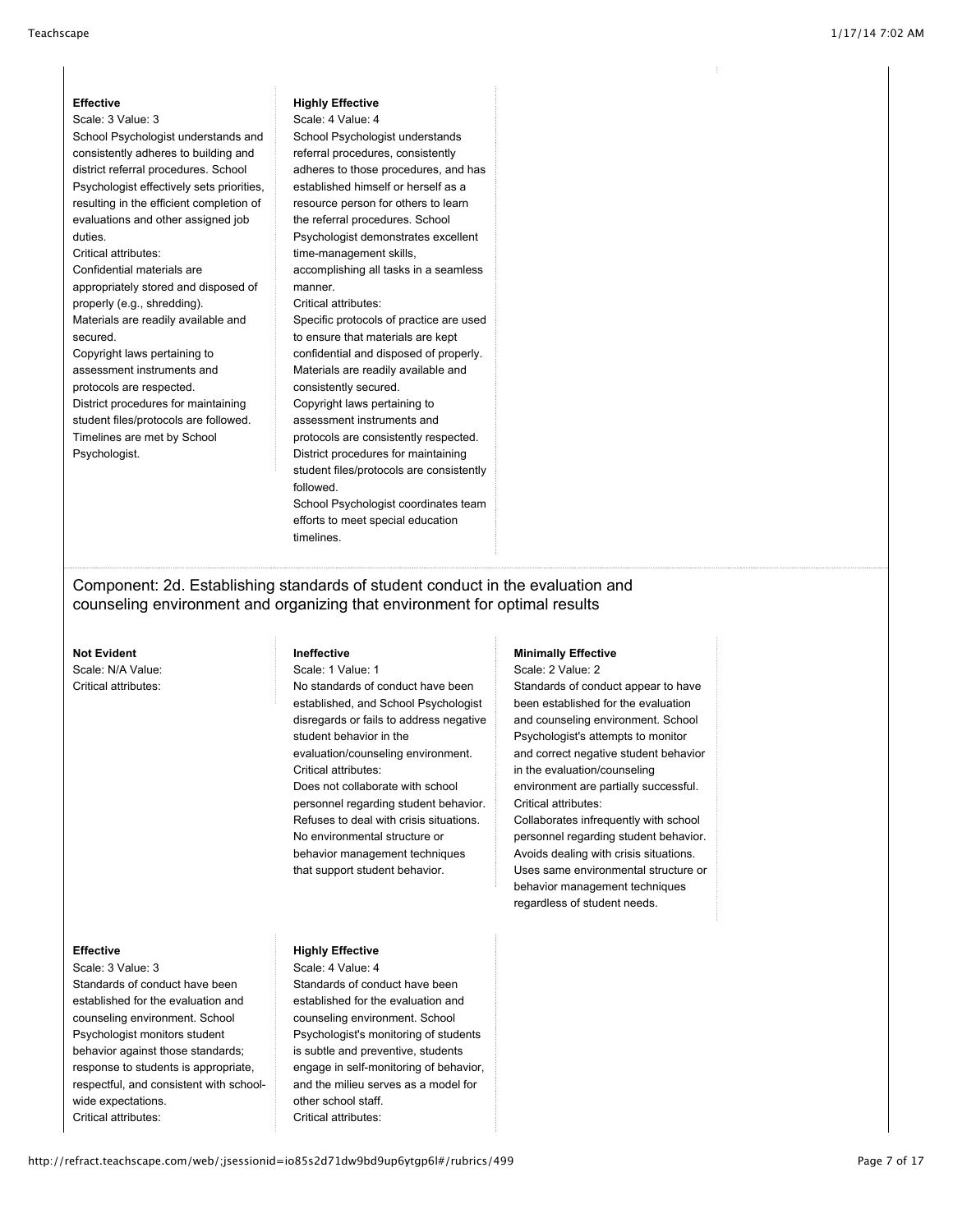**Effective**

Scale: 3 Value: 3

School Psychologist understands and consistently adheres to building and district referral procedures. School Psychologist effectively sets priorities, resulting in the efficient completion of evaluations and other assigned job duties.

Critical attributes:

Confidential materials are appropriately stored and disposed of properly (e.g., shredding).

Materials are readily available and secured.

Copyright laws pertaining to assessment instruments and protocols are respected.

District procedures for maintaining student files/protocols are followed.

Timelines are met by School Psychologist.

**Highly Effective**

Scale: 4 Value: 4

School Psychologist understands referral procedures, consistently adheres to those procedures, and has established himself or herself as a resource person for others to learn the referral procedures. School Psychologist demonstrates excellent time-management skills, accomplishing all tasks in a seamless manner.

Critical attributes:

Specific protocols of practice are used to ensure that materials are kept confidential and disposed of properly.

Materials are readily available and consistently secured.

Copyright laws pertaining to assessment instruments and protocols are consistently respected.

District procedures for maintaining student files/protocols are consistently followed.

School Psychologist coordinates team efforts to meet special education timelines.

## Component: 2d. Establishing standards of student conduct in the evaluation and counseling environment and organizing that environment for optimal results

**Not Evident**

Scale: N/A Value:

Critical attributes:

**Ineffective**

Scale: 1 Value: 1

No standards of conduct have been established, and School Psychologist disregards or fails to address negative student behavior in the evaluation/counseling environment.

Critical attributes:

Does not collaborate with school personnel regarding student behavior.

Refuses to deal with crisis situations.

No environmental structure or behavior management techniques that support student behavior.

**Minimally Effective**

Scale: 2 Value: 2

Standards of conduct appear to have been established for the evaluation and counseling environment. School Psychologist's attempts to monitor and correct negative student behavior in the evaluation/counseling environment are partially successful.

Critical attributes:

Collaborates infrequently with school personnel regarding student behavior.

Avoids dealing with crisis situations.

Uses same environmental structure or behavior management techniques regardless of student needs.

**Effective**

Scale: 3 Value: 3

Standards of conduct have been established for the evaluation and counseling environment. School Psychologist monitors student behavior against those standards; response to students is appropriate, respectful, and consistent with school-wide expectations.

Critical attributes:

**Highly Effective**

Scale: 4 Value: 4

Standards of conduct have been established for the evaluation and counseling environment. School Psychologist's monitoring of students is subtle and preventive, students engage in self-monitoring of behavior, and the milieu serves as a model for other school staff.

Critical attributes: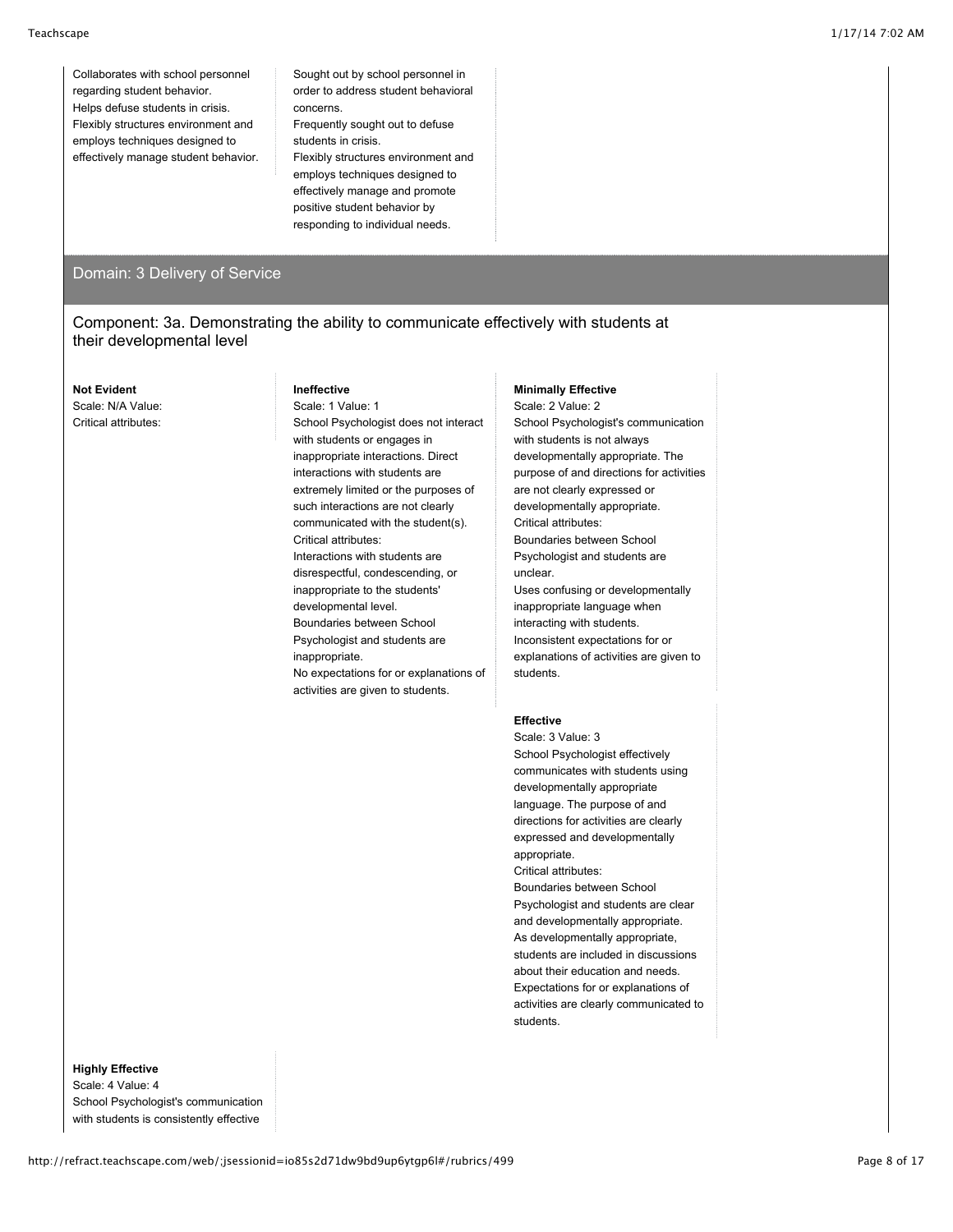| | |
|---|---|
| Collaborates with school personnel regarding student behavior.<br>Helps defuse students in crisis.<br>Flexibly structures environment and employs techniques designed to effectively manage student behavior. | Sought out by school personnel in order to address student behavioral concerns.<br>Frequently sought out to defuse students in crisis.<br>Flexibly structures environment and employs techniques designed to effectively manage and promote positive student behavior by responding to individual needs. |

## Domain: 3 Delivery of Service

### Component: 3a. Demonstrating the ability to communicate effectively with students at their developmental level

**Not Evident**
Scale: N/A Value:
Critical attributes:

**Ineffective**
Scale: 1 Value: 1
School Psychologist does not interact with students or engages in inappropriate interactions. Direct interactions with students are extremely limited or the purposes of such interactions are not clearly communicated with the student(s).
Critical attributes:
Interactions with students are disrespectful, condescending, or inappropriate to the students' developmental level.
Boundaries between School Psychologist and students are inappropriate.
No expectations for or explanations of activities are given to students.

**Minimally Effective**
Scale: 2 Value: 2
School Psychologist's communication with students is not always developmentally appropriate. The purpose of and directions for activities are not clearly expressed or developmentally appropriate.
Critical attributes:
Boundaries between School Psychologist and students are unclear.
Uses confusing or developmentally inappropriate language when interacting with students.
Inconsistent expectations for or explanations of activities are given to students.

**Effective**
Scale: 3 Value: 3
School Psychologist effectively communicates with students using developmentally appropriate language. The purpose of and directions for activities are clearly expressed and developmentally appropriate.
Critical attributes:
Boundaries between School Psychologist and students are clear and developmentally appropriate.
As developmentally appropriate, students are included in discussions about their education and needs.
Expectations for or explanations of activities are clearly communicated to students.

**Highly Effective**
Scale: 4 Value: 4
School Psychologist's communication with students is consistently effective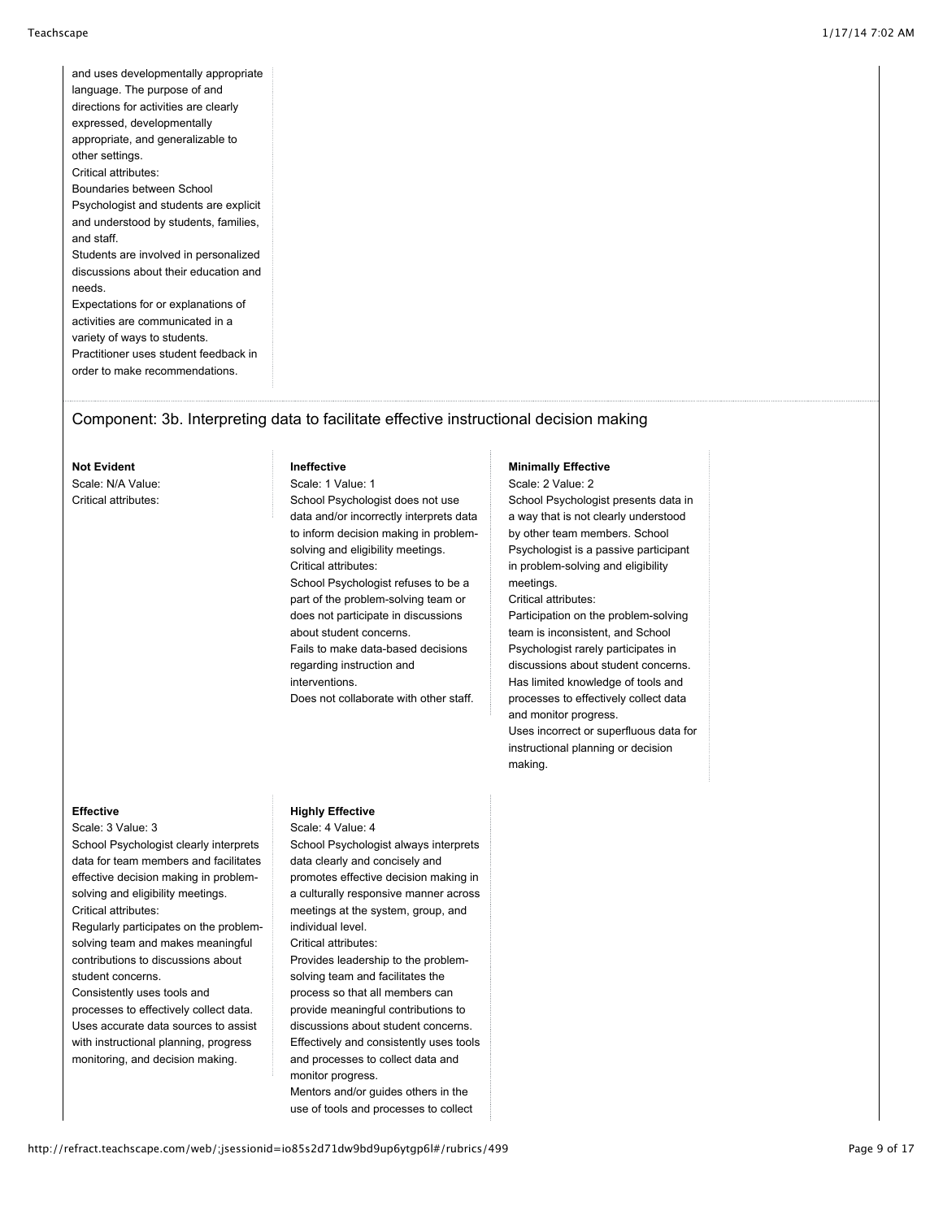and uses developmentally appropriate language. The purpose of and directions for activities are clearly expressed, developmentally appropriate, and generalizable to other settings.
Critical attributes:
Boundaries between School Psychologist and students are explicit and understood by students, families, and staff.
Students are involved in personalized discussions about their education and needs.
Expectations for or explanations of activities are communicated in a variety of ways to students.
Practitioner uses student feedback in order to make recommendations.

## Component: 3b. Interpreting data to facilitate effective instructional decision making

**Not Evident**
Scale: N/A Value:
Critical attributes:

**Ineffective**
Scale: 1 Value: 1
School Psychologist does not use data and/or incorrectly interprets data to inform decision making in problem-solving and eligibility meetings.
Critical attributes:
School Psychologist refuses to be a part of the problem-solving team or does not participate in discussions about student concerns.
Fails to make data-based decisions regarding instruction and interventions.
Does not collaborate with other staff.

**Minimally Effective**
Scale: 2 Value: 2
School Psychologist presents data in a way that is not clearly understood by other team members. School Psychologist is a passive participant in problem-solving and eligibility meetings.
Critical attributes:
Participation on the problem-solving team is inconsistent, and School Psychologist rarely participates in discussions about student concerns.
Has limited knowledge of tools and processes to effectively collect data and monitor progress.
Uses incorrect or superfluous data for instructional planning or decision making.

**Effective**
Scale: 3 Value: 3
School Psychologist clearly interprets data for team members and facilitates effective decision making in problem-solving and eligibility meetings.
Critical attributes:
Regularly participates on the problem-solving team and makes meaningful contributions to discussions about student concerns.
Consistently uses tools and processes to effectively collect data.
Uses accurate data sources to assist with instructional planning, progress monitoring, and decision making.

**Highly Effective**
Scale: 4 Value: 4
School Psychologist always interprets data clearly and concisely and promotes effective decision making in a culturally responsive manner across meetings at the system, group, and individual level.
Critical attributes:
Provides leadership to the problem-solving team and facilitates the process so that all members can provide meaningful contributions to discussions about student concerns.
Effectively and consistently uses tools and processes to collect data and monitor progress.
Mentors and/or guides others in the use of tools and processes to collect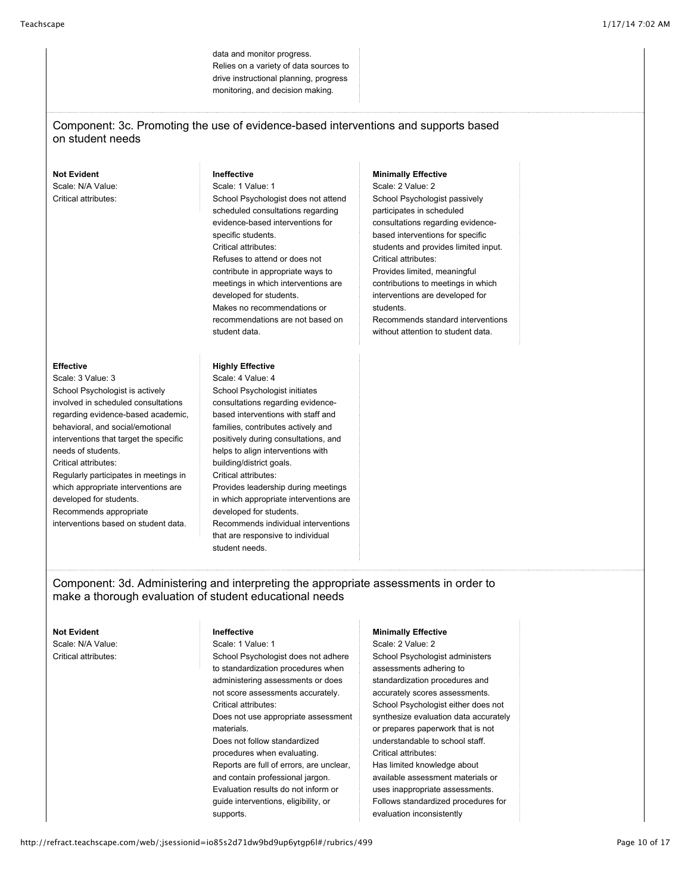data and monitor progress.
Relies on a variety of data sources to drive instructional planning, progress monitoring, and decision making.

## Component: 3c. Promoting the use of evidence-based interventions and supports based on student needs

**Not Evident**
Scale: N/A Value:
Critical attributes:

**Ineffective**
Scale: 1 Value: 1
School Psychologist does not attend scheduled consultations regarding evidence-based interventions for specific students.
Critical attributes:
Refuses to attend or does not contribute in appropriate ways to meetings in which interventions are developed for students.
Makes no recommendations or recommendations are not based on student data.

**Minimally Effective**
Scale: 2 Value: 2
School Psychologist passively participates in scheduled consultations regarding evidence-based interventions for specific students and provides limited input.
Critical attributes:
Provides limited, meaningful contributions to meetings in which interventions are developed for students.
Recommends standard interventions without attention to student data.

**Effective**
Scale: 3 Value: 3
School Psychologist is actively involved in scheduled consultations regarding evidence-based academic, behavioral, and social/emotional interventions that target the specific needs of students.
Critical attributes:
Regularly participates in meetings in which appropriate interventions are developed for students.
Recommends appropriate interventions based on student data.

**Highly Effective**
Scale: 4 Value: 4
School Psychologist initiates consultations regarding evidence-based interventions with staff and families, contributes actively and positively during consultations, and helps to align interventions with building/district goals.
Critical attributes:
Provides leadership during meetings in which appropriate interventions are developed for students.
Recommends individual interventions that are responsive to individual student needs.

## Component: 3d. Administering and interpreting the appropriate assessments in order to make a thorough evaluation of student educational needs

**Not Evident**
Scale: N/A Value:
Critical attributes:

**Ineffective**
Scale: 1 Value: 1
School Psychologist does not adhere to standardization procedures when administering assessments or does not score assessments accurately.
Critical attributes:
Does not use appropriate assessment materials.
Does not follow standardized procedures when evaluating.
Reports are full of errors, are unclear, and contain professional jargon.
Evaluation results do not inform or guide interventions, eligibility, or supports.

**Minimally Effective**
Scale: 2 Value: 2
School Psychologist administers assessments adhering to standardization procedures and accurately scores assessments. School Psychologist either does not synthesize evaluation data accurately or prepares paperwork that is not understandable to school staff.
Critical attributes:
Has limited knowledge about available assessment materials or uses inappropriate assessments.
Follows standardized procedures for evaluation inconsistently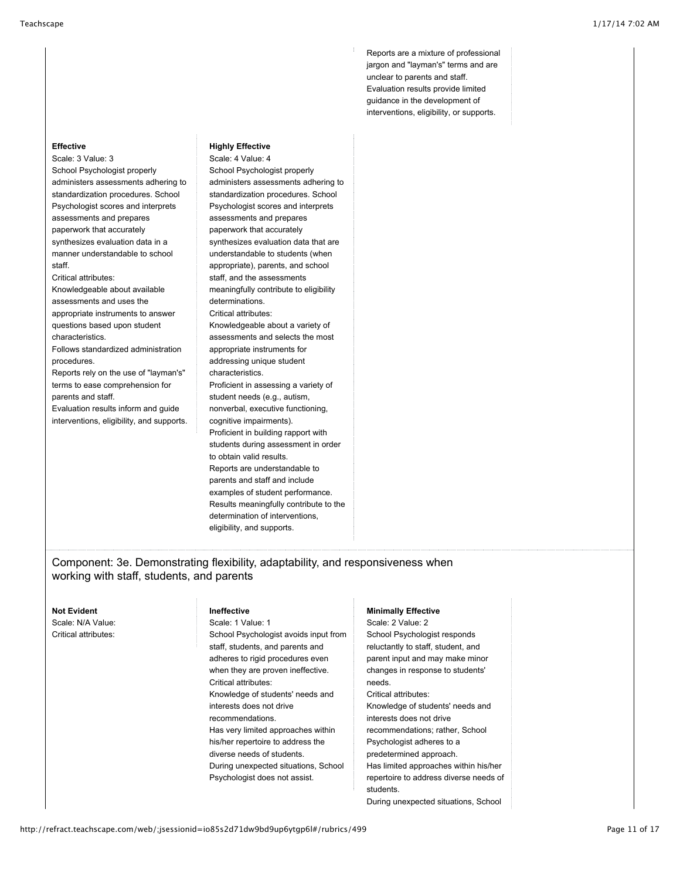Reports are a mixture of professional jargon and "layman's" terms and are unclear to parents and staff.
Evaluation results provide limited guidance in the development of interventions, eligibility, or supports.

**Effective**
Scale: 3 Value: 3
School Psychologist properly administers assessments adhering to standardization procedures. School Psychologist scores and interprets assessments and prepares paperwork that accurately synthesizes evaluation data in a manner understandable to school staff.
Critical attributes:
Knowledgeable about available assessments and uses the appropriate instruments to answer questions based upon student characteristics.
Follows standardized administration procedures.
Reports rely on the use of "layman's" terms to ease comprehension for parents and staff.
Evaluation results inform and guide interventions, eligibility, and supports.

**Highly Effective**
Scale: 4 Value: 4
School Psychologist properly administers assessments adhering to standardization procedures. School Psychologist scores and interprets assessments and prepares paperwork that accurately synthesizes evaluation data that are understandable to students (when appropriate), parents, and school staff, and the assessments meaningfully contribute to eligibility determinations.
Critical attributes:
Knowledgeable about a variety of assessments and selects the most appropriate instruments for addressing unique student characteristics.
Proficient in assessing a variety of student needs (e.g., autism, nonverbal, executive functioning, cognitive impairments).
Proficient in building rapport with students during assessment in order to obtain valid results.
Reports are understandable to parents and staff and include examples of student performance.
Results meaningfully contribute to the determination of interventions, eligibility, and supports.

## Component: 3e. Demonstrating flexibility, adaptability, and responsiveness when working with staff, students, and parents

**Not Evident**
Scale: N/A Value:
Critical attributes:

**Ineffective**
Scale: 1 Value: 1
School Psychologist avoids input from staff, students, and parents and adheres to rigid procedures even when they are proven ineffective.
Critical attributes:
Knowledge of students' needs and interests does not drive recommendations.
Has very limited approaches within his/her repertoire to address the diverse needs of students.
During unexpected situations, School Psychologist does not assist.

**Minimally Effective**
Scale: 2 Value: 2
School Psychologist responds reluctantly to staff, student, and parent input and may make minor changes in response to students' needs.
Critical attributes:
Knowledge of students' needs and interests does not drive recommendations; rather, School Psychologist adheres to a predetermined approach.
Has limited approaches within his/her repertoire to address diverse needs of students.
During unexpected situations, School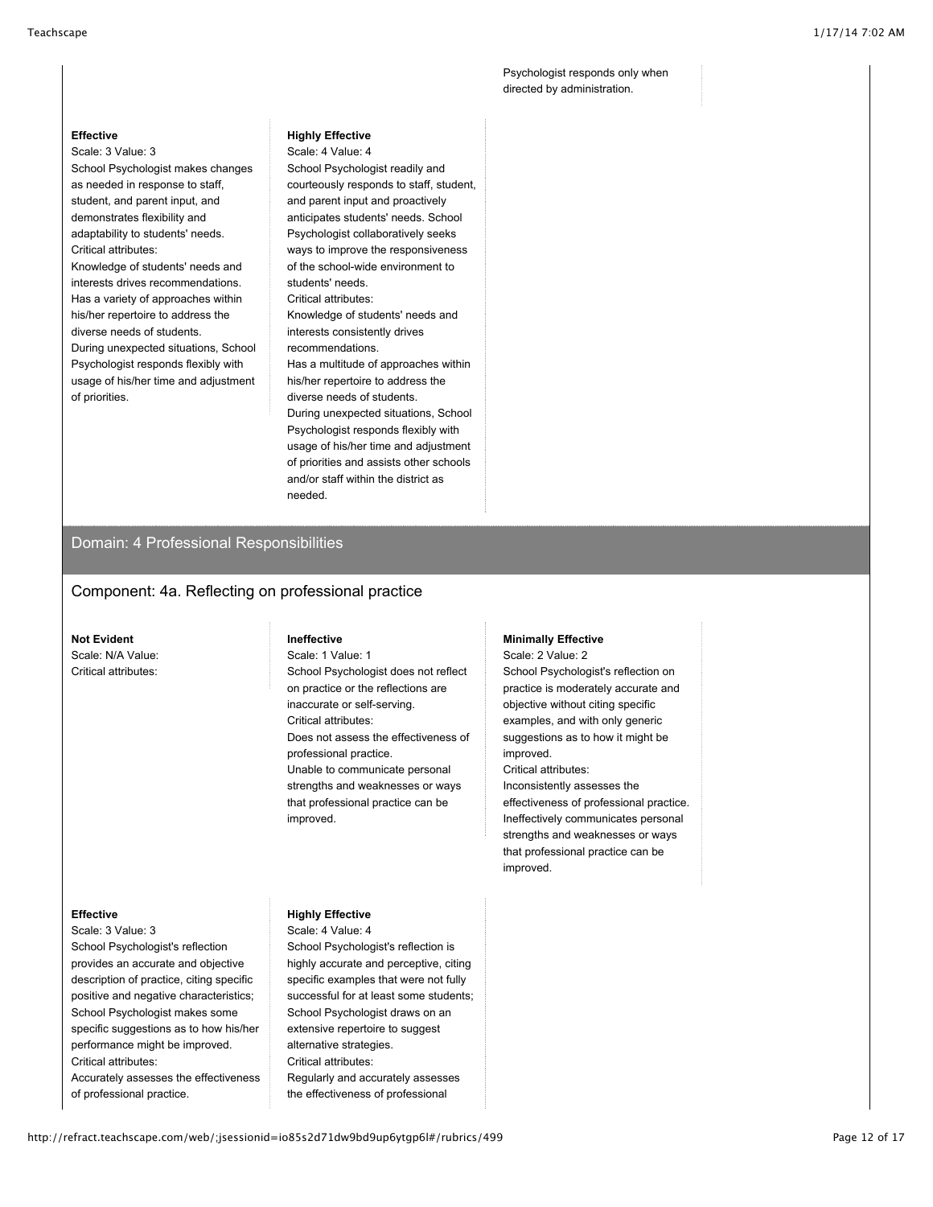Psychologist responds only when directed by administration.

**Effective**
Scale: 3 Value: 3
School Psychologist makes changes as needed in response to staff, student, and parent input, and demonstrates flexibility and adaptability to students' needs.
Critical attributes:
Knowledge of students' needs and interests drives recommendations.
Has a variety of approaches within his/her repertoire to address the diverse needs of students.
During unexpected situations, School Psychologist responds flexibly with usage of his/her time and adjustment of priorities.

**Highly Effective**
Scale: 4 Value: 4
School Psychologist readily and courteously responds to staff, student, and parent input and proactively anticipates students' needs. School Psychologist collaboratively seeks ways to improve the responsiveness of the school-wide environment to students' needs.
Critical attributes:
Knowledge of students' needs and interests consistently drives recommendations.
Has a multitude of approaches within his/her repertoire to address the diverse needs of students.
During unexpected situations, School Psychologist responds flexibly with usage of his/her time and adjustment of priorities and assists other schools and/or staff within the district as needed.

## Domain: 4 Professional Responsibilities

### Component: 4a. Reflecting on professional practice

**Not Evident**
Scale: N/A Value:
Critical attributes:

**Ineffective**
Scale: 1 Value: 1
School Psychologist does not reflect on practice or the reflections are inaccurate or self-serving.
Critical attributes:
Does not assess the effectiveness of professional practice.
Unable to communicate personal strengths and weaknesses or ways that professional practice can be improved.

**Minimally Effective**
Scale: 2 Value: 2
School Psychologist's reflection on practice is moderately accurate and objective without citing specific examples, and with only generic suggestions as to how it might be improved.
Critical attributes:
Inconsistently assesses the effectiveness of professional practice.
Ineffectively communicates personal strengths and weaknesses or ways that professional practice can be improved.

**Effective**
Scale: 3 Value: 3
School Psychologist's reflection provides an accurate and objective description of practice, citing specific positive and negative characteristics; School Psychologist makes some specific suggestions as to how his/her performance might be improved.
Critical attributes:
Accurately assesses the effectiveness of professional practice.

**Highly Effective**
Scale: 4 Value: 4
School Psychologist's reflection is highly accurate and perceptive, citing specific examples that were not fully successful for at least some students; School Psychologist draws on an extensive repertoire to suggest alternative strategies.
Critical attributes:
Regularly and accurately assesses the effectiveness of professional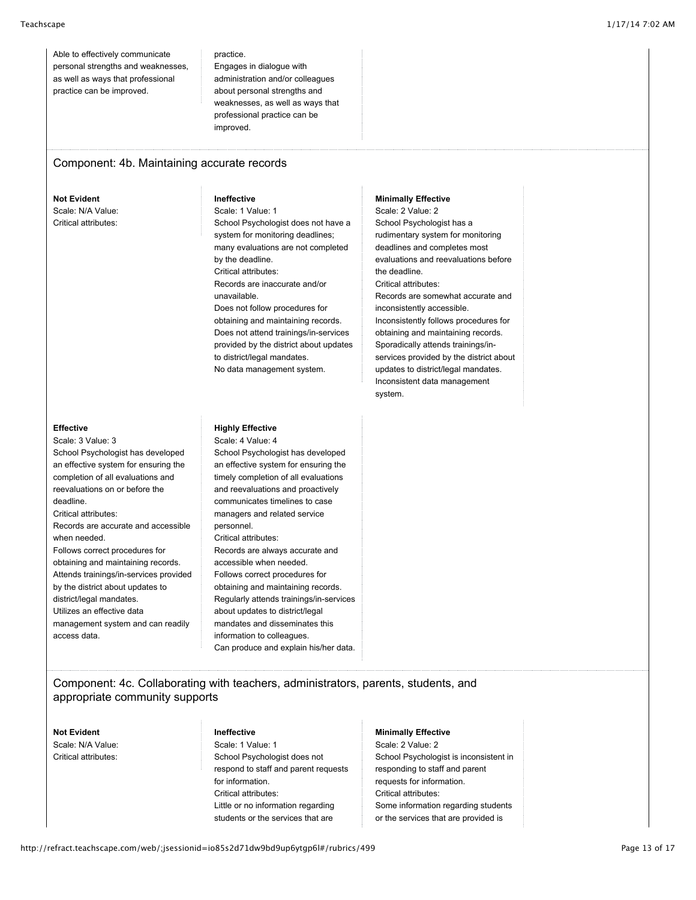Able to effectively communicate personal strengths and weaknesses, as well as ways that professional practice can be improved.

practice.
Engages in dialogue with administration and/or colleagues about personal strengths and weaknesses, as well as ways that professional practice can be improved.

## Component: 4b. Maintaining accurate records

**Not Evident**
Scale: N/A Value:
Critical attributes:

**Ineffective**
Scale: 1 Value: 1
School Psychologist does not have a system for monitoring deadlines; many evaluations are not completed by the deadline.
Critical attributes:
Records are inaccurate and/or unavailable.
Does not follow procedures for obtaining and maintaining records.
Does not attend trainings/in-services provided by the district about updates to district/legal mandates.
No data management system.

**Minimally Effective**
Scale: 2 Value: 2
School Psychologist has a rudimentary system for monitoring deadlines and completes most evaluations and reevaluations before the deadline.
Critical attributes:
Records are somewhat accurate and inconsistently accessible.
Inconsistently follows procedures for obtaining and maintaining records.
Sporadically attends trainings/in-services provided by the district about updates to district/legal mandates.
Inconsistent data management system.

**Effective**
Scale: 3 Value: 3
School Psychologist has developed an effective system for ensuring the completion of all evaluations and reevaluations on or before the deadline.
Critical attributes:
Records are accurate and accessible when needed.
Follows correct procedures for obtaining and maintaining records.
Attends trainings/in-services provided by the district about updates to district/legal mandates.
Utilizes an effective data management system and can readily access data.

**Highly Effective**
Scale: 4 Value: 4
School Psychologist has developed an effective system for ensuring the timely completion of all evaluations and reevaluations and proactively communicates timelines to case managers and related service personnel.
Critical attributes:
Records are always accurate and accessible when needed.
Follows correct procedures for obtaining and maintaining records.
Regularly attends trainings/in-services about updates to district/legal mandates and disseminates this information to colleagues.
Can produce and explain his/her data.

## Component: 4c. Collaborating with teachers, administrators, parents, students, and appropriate community supports

**Not Evident**
Scale: N/A Value:
Critical attributes:

**Ineffective**
Scale: 1 Value: 1
School Psychologist does not respond to staff and parent requests for information.
Critical attributes:
Little or no information regarding students or the services that are

**Minimally Effective**
Scale: 2 Value: 2
School Psychologist is inconsistent in responding to staff and parent requests for information.
Critical attributes:
Some information regarding students or the services that are provided is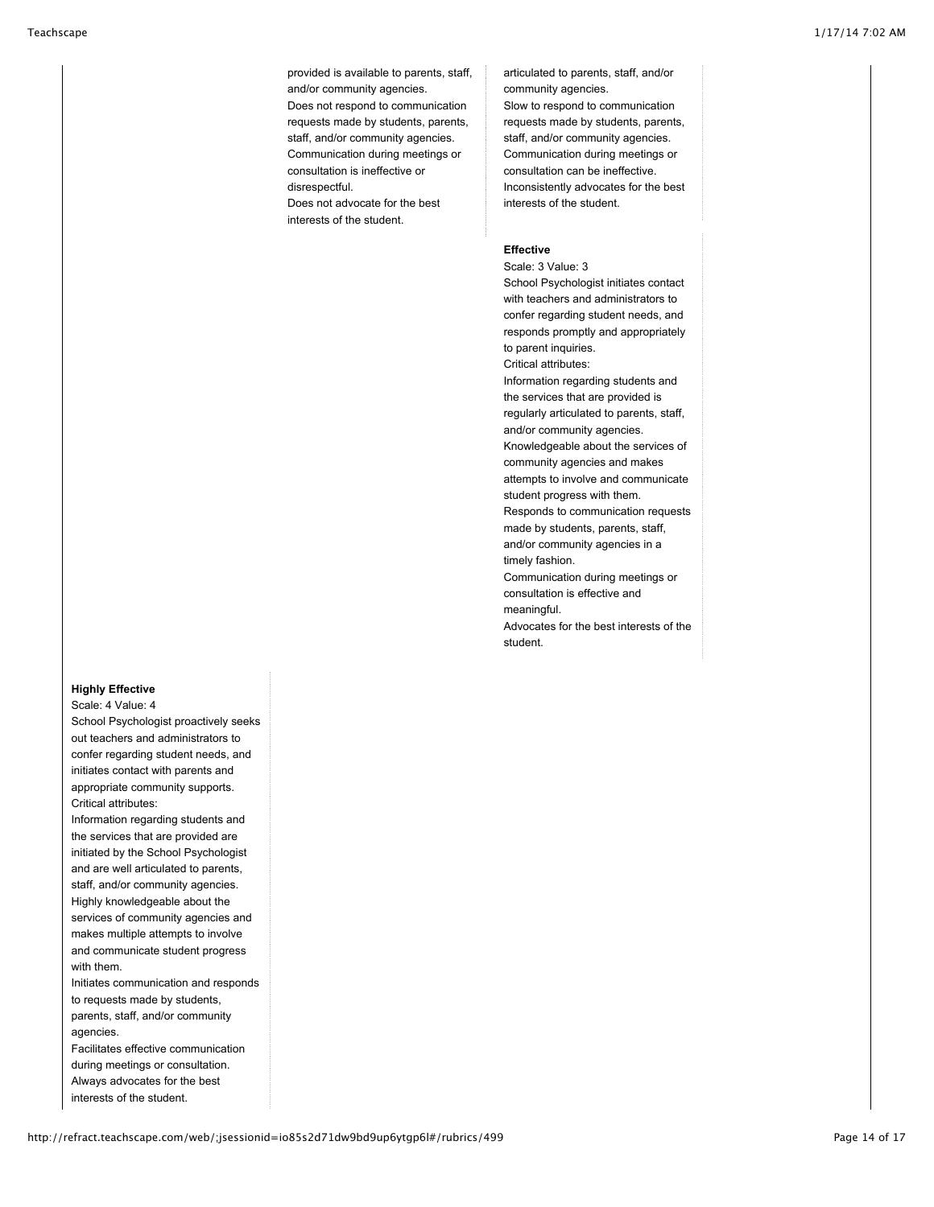provided is available to parents, staff, and/or community agencies.
Does not respond to communication requests made by students, parents, staff, and/or community agencies.
Communication during meetings or consultation is ineffective or disrespectful.
Does not advocate for the best interests of the student.

articulated to parents, staff, and/or community agencies.
Slow to respond to communication requests made by students, parents, staff, and/or community agencies.
Communication during meetings or consultation can be ineffective.
Inconsistently advocates for the best interests of the student.

**Effective**
Scale: 3 Value: 3
School Psychologist initiates contact with teachers and administrators to confer regarding student needs, and responds promptly and appropriately to parent inquiries.
Critical attributes:
Information regarding students and the services that are provided is regularly articulated to parents, staff, and/or community agencies.
Knowledgeable about the services of community agencies and makes attempts to involve and communicate student progress with them.
Responds to communication requests made by students, parents, staff, and/or community agencies in a timely fashion.
Communication during meetings or consultation is effective and meaningful.
Advocates for the best interests of the student.

**Highly Effective**
Scale: 4 Value: 4
School Psychologist proactively seeks out teachers and administrators to confer regarding student needs, and initiates contact with parents and appropriate community supports.
Critical attributes:
Information regarding students and the services that are provided are initiated by the School Psychologist and are well articulated to parents, staff, and/or community agencies.
Highly knowledgeable about the services of community agencies and makes multiple attempts to involve and communicate student progress with them.
Initiates communication and responds to requests made by students, parents, staff, and/or community agencies.
Facilitates effective communication during meetings or consultation.
Always advocates for the best interests of the student.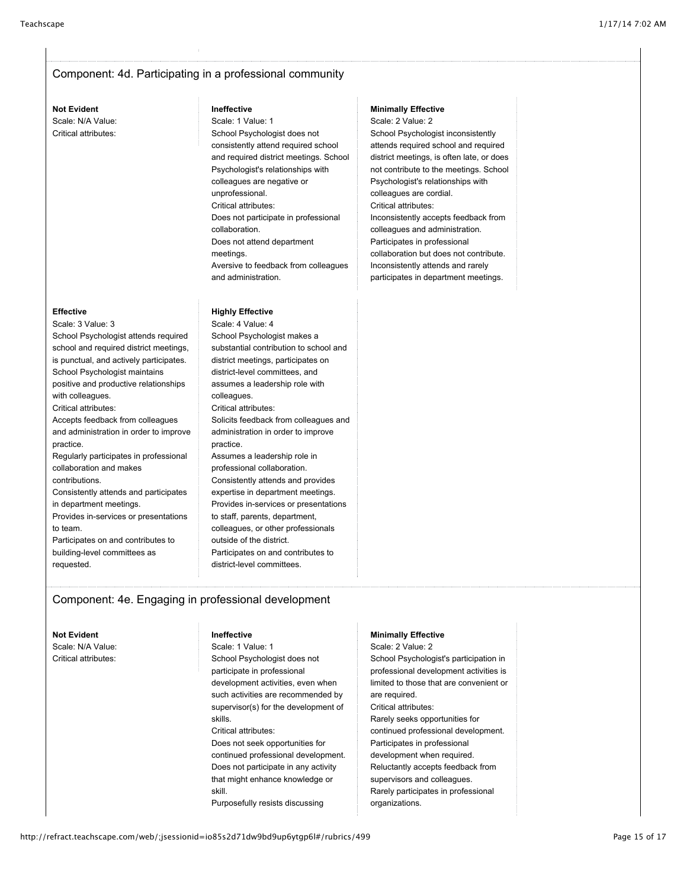## Component: 4d. Participating in a professional community

**Not Evident**
Scale: N/A Value:
Critical attributes:

**Ineffective**
Scale: 1 Value: 1
School Psychologist does not consistently attend required school and required district meetings. School Psychologist's relationships with colleagues are negative or unprofessional.
Critical attributes:
Does not participate in professional collaboration.
Does not attend department meetings.
Aversive to feedback from colleagues and administration.

**Minimally Effective**
Scale: 2 Value: 2
School Psychologist inconsistently attends required school and required district meetings, is often late, or does not contribute to the meetings. School Psychologist's relationships with colleagues are cordial.
Critical attributes:
Inconsistently accepts feedback from colleagues and administration.
Participates in professional collaboration but does not contribute.
Inconsistently attends and rarely participates in department meetings.

**Effective**
Scale: 3 Value: 3
School Psychologist attends required school and required district meetings, is punctual, and actively participates. School Psychologist maintains positive and productive relationships with colleagues.
Critical attributes:
Accepts feedback from colleagues and administration in order to improve practice.
Regularly participates in professional collaboration and makes contributions.
Consistently attends and participates in department meetings.
Provides in-services or presentations to team.
Participates on and contributes to building-level committees as requested.

**Highly Effective**
Scale: 4 Value: 4
School Psychologist makes a substantial contribution to school and district meetings, participates on district-level committees, and assumes a leadership role with colleagues.
Critical attributes:
Solicits feedback from colleagues and administration in order to improve practice.
Assumes a leadership role in professional collaboration.
Consistently attends and provides expertise in department meetings.
Provides in-services or presentations to staff, parents, department, colleagues, or other professionals outside of the district.
Participates on and contributes to district-level committees.

## Component: 4e. Engaging in professional development

**Not Evident**
Scale: N/A Value:
Critical attributes:

**Ineffective**
Scale: 1 Value: 1
School Psychologist does not participate in professional development activities, even when such activities are recommended by supervisor(s) for the development of skills.
Critical attributes:
Does not seek opportunities for continued professional development.
Does not participate in any activity that might enhance knowledge or skill.
Purposefully resists discussing

**Minimally Effective**
Scale: 2 Value: 2
School Psychologist's participation in professional development activities is limited to those that are convenient or are required.
Critical attributes:
Rarely seeks opportunities for continued professional development.
Participates in professional development when required.
Reluctantly accepts feedback from supervisors and colleagues.
Rarely participates in professional organizations.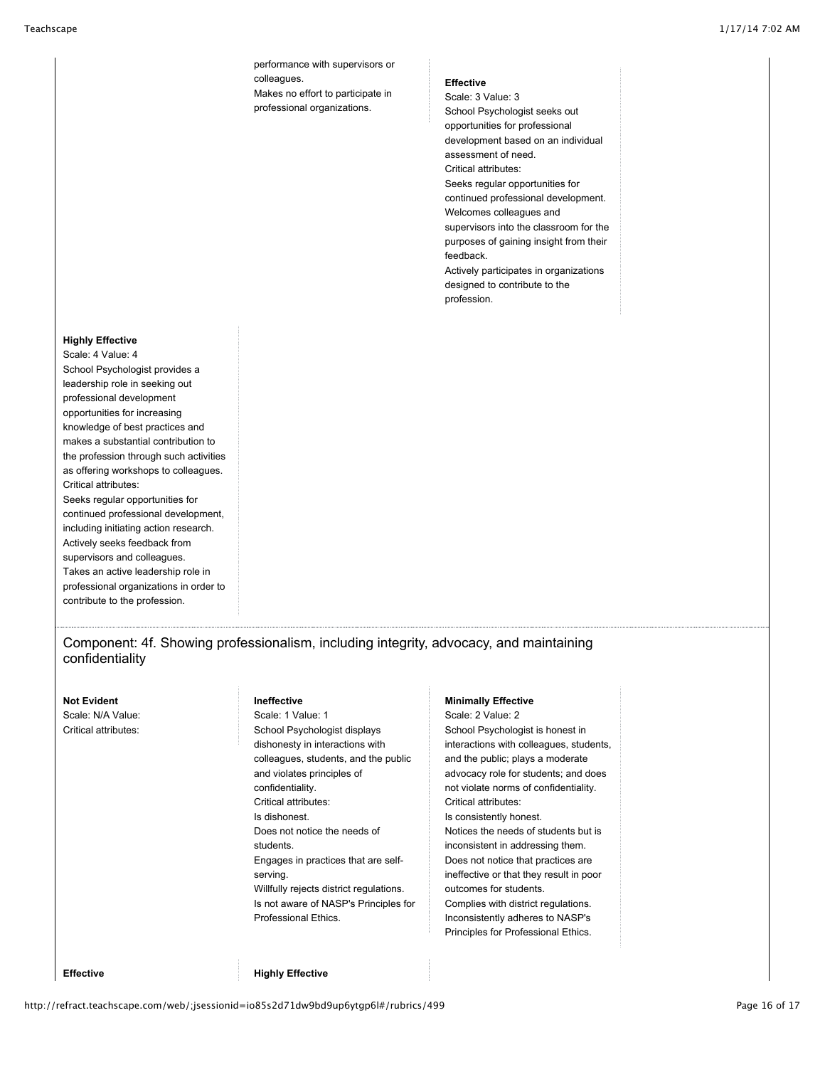performance with supervisors or colleagues.
Makes no effort to participate in professional organizations.

**Effective**
Scale: 3 Value: 3
School Psychologist seeks out opportunities for professional development based on an individual assessment of need.
Critical attributes:
Seeks regular opportunities for continued professional development.
Welcomes colleagues and supervisors into the classroom for the purposes of gaining insight from their feedback.
Actively participates in organizations designed to contribute to the profession.

**Highly Effective**
Scale: 4 Value: 4
School Psychologist provides a leadership role in seeking out professional development opportunities for increasing knowledge of best practices and makes a substantial contribution to the profession through such activities as offering workshops to colleagues.
Critical attributes:
Seeks regular opportunities for continued professional development, including initiating action research.
Actively seeks feedback from supervisors and colleagues.
Takes an active leadership role in professional organizations in order to contribute to the profession.

## Component: 4f. Showing professionalism, including integrity, advocacy, and maintaining confidentiality

**Not Evident**
Scale: N/A Value:
Critical attributes:

**Ineffective**
Scale: 1 Value: 1
School Psychologist displays dishonesty in interactions with colleagues, students, and the public and violates principles of confidentiality.
Critical attributes:
Is dishonest.
Does not notice the needs of students.
Engages in practices that are self-serving.
Willfully rejects district regulations.
Is not aware of NASP's Principles for Professional Ethics.

**Minimally Effective**
Scale: 2 Value: 2
School Psychologist is honest in interactions with colleagues, students, and the public; plays a moderate advocacy role for students; and does not violate norms of confidentiality.
Critical attributes:
Is consistently honest.
Notices the needs of students but is inconsistent in addressing them.
Does not notice that practices are ineffective or that they result in poor outcomes for students.
Complies with district regulations.
Inconsistently adheres to NASP's Principles for Professional Ethics.

**Effective**

**Highly Effective**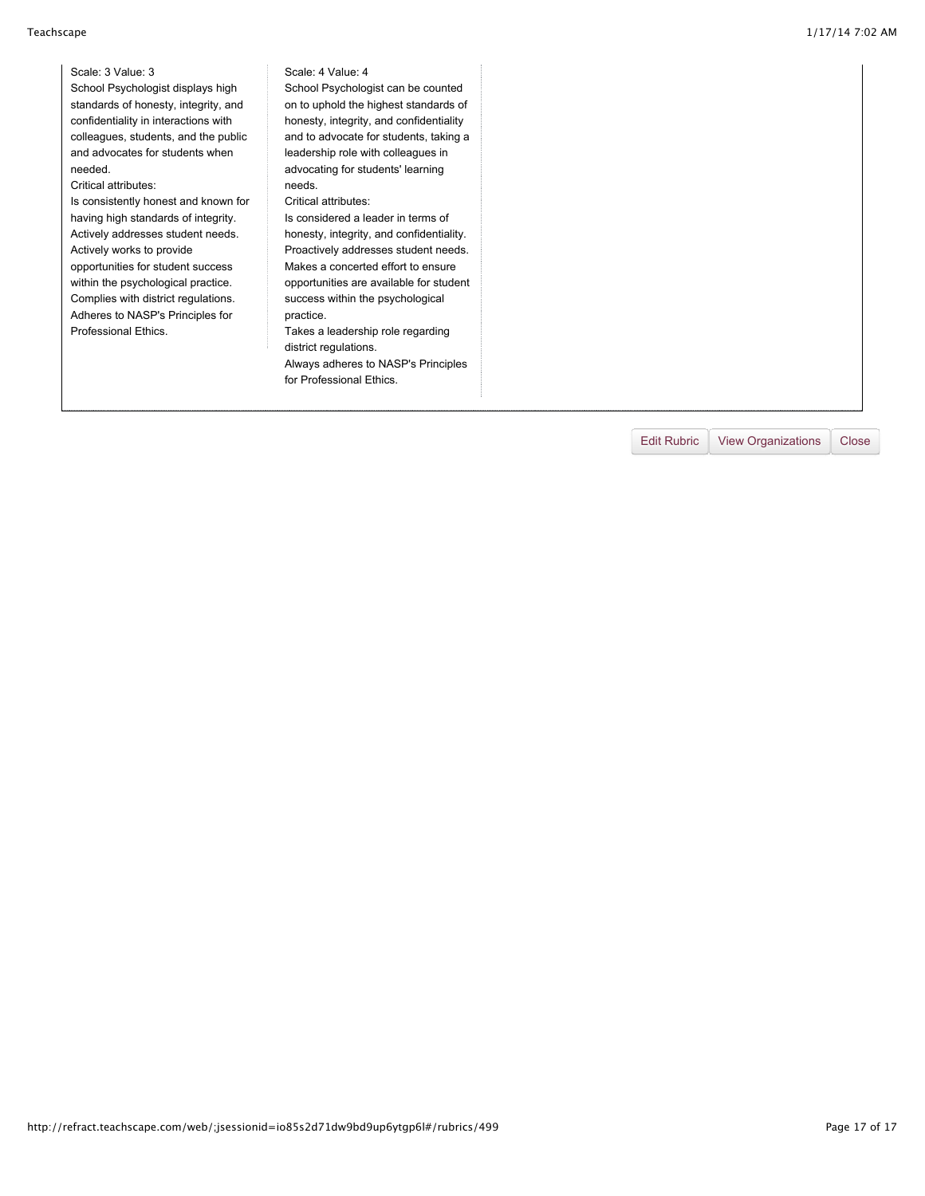| | |
|---|---|
| Scale: 3 Value: 3<br>School Psychologist displays high standards of honesty, integrity, and confidentiality in interactions with colleagues, students, and the public and advocates for students when needed.<br>Critical attributes:<br>Is consistently honest and known for having high standards of integrity.<br>Actively addresses student needs.<br>Actively works to provide opportunities for student success within the psychological practice.<br>Complies with district regulations.<br>Adheres to NASP's Principles for Professional Ethics. | Scale: 4 Value: 4<br>School Psychologist can be counted on to uphold the highest standards of honesty, integrity, and confidentiality and to advocate for students, taking a leadership role with colleagues in advocating for students' learning needs.<br>Critical attributes:<br>Is considered a leader in terms of honesty, integrity, and confidentiality.<br>Proactively addresses student needs.<br>Makes a concerted effort to ensure opportunities are available for student success within the psychological practice.<br>Takes a leadership role regarding district regulations.<br>Always adheres to NASP's Principles for Professional Ethics. |

Edit Rubric | View Organizations | Close